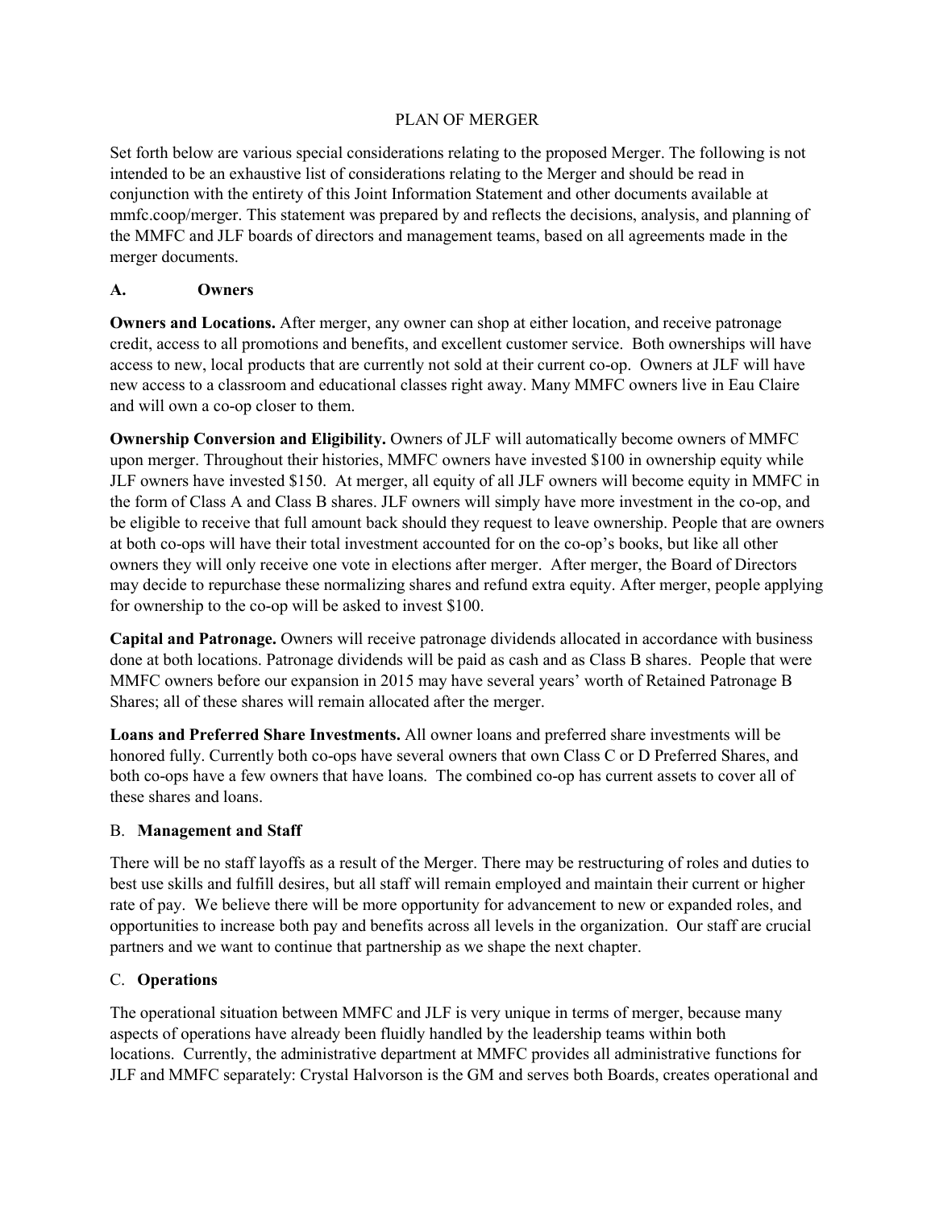# PLAN OF MERGER

Set forth below are various special considerations relating to the proposed Merger. The following is not intended to be an exhaustive list of considerations relating to the Merger and should be read in conjunction with the entirety of this Joint Information Statement and other documents available at mmfc.coop/merger. This statement was prepared by and reflects the decisions, analysis, and planning of the MMFC and JLF boards of directors and management teams, based on all agreements made in the merger documents.

## A. Owners

**Owners and Locations.** After merger, any owner can shop at either location, and receive patronage credit, access to all promotions and benefits, and excellent customer service. Both ownerships will have access to new, local products that are currently not sold at their current co-op. Owners at JLF will have new access to a classroom and educational classes right away. Many MMFC owners live in Eau Claire and will own a co-op closer to them.

**Ownership Conversion and Eligibility.** Owners of JLF will automatically become owners of MMFC upon merger. Throughout their histories, MMFC owners have invested $100 in ownership equity while JLF owners have invested $150. At merger, all equity of all JLF owners will become equity in MMFC in the form of Class A and Class B shares. JLF owners will simply have more investment in the co-op, and be eligible to receive that full amount back should they request to leave ownership. People that are owners at both co-ops will have their total investment accounted for on the co-op's books, but like all other owners they will only receive one vote in elections after merger. After merger, the Board of Directors may decide to repurchase these normalizing shares and refund extra equity. After merger, people applying for ownership to the co-op will be asked to invest $100.

**Capital and Patronage.** Owners will receive patronage dividends allocated in accordance with business done at both locations. Patronage dividends will be paid as cash and as Class B shares. People that were MMFC owners before our expansion in 2015 may have several years' worth of Retained Patronage B Shares; all of these shares will remain allocated after the merger.

**Loans and Preferred Share Investments.** All owner loans and preferred share investments will be honored fully. Currently both co-ops have several owners that own Class C or D Preferred Shares, and both co-ops have a few owners that have loans. The combined co-op has current assets to cover all of these shares and loans.

## B. Management and Staff

There will be no staff layoffs as a result of the Merger. There may be restructuring of roles and duties to best use skills and fulfill desires, but all staff will remain employed and maintain their current or higher rate of pay. We believe there will be more opportunity for advancement to new or expanded roles, and opportunities to increase both pay and benefits across all levels in the organization. Our staff are crucial partners and we want to continue that partnership as we shape the next chapter.

## C. Operations

The operational situation between MMFC and JLF is very unique in terms of merger, because many aspects of operations have already been fluidly handled by the leadership teams within both locations. Currently, the administrative department at MMFC provides all administrative functions for JLF and MMFC separately: Crystal Halvorson is the GM and serves both Boards, creates operational and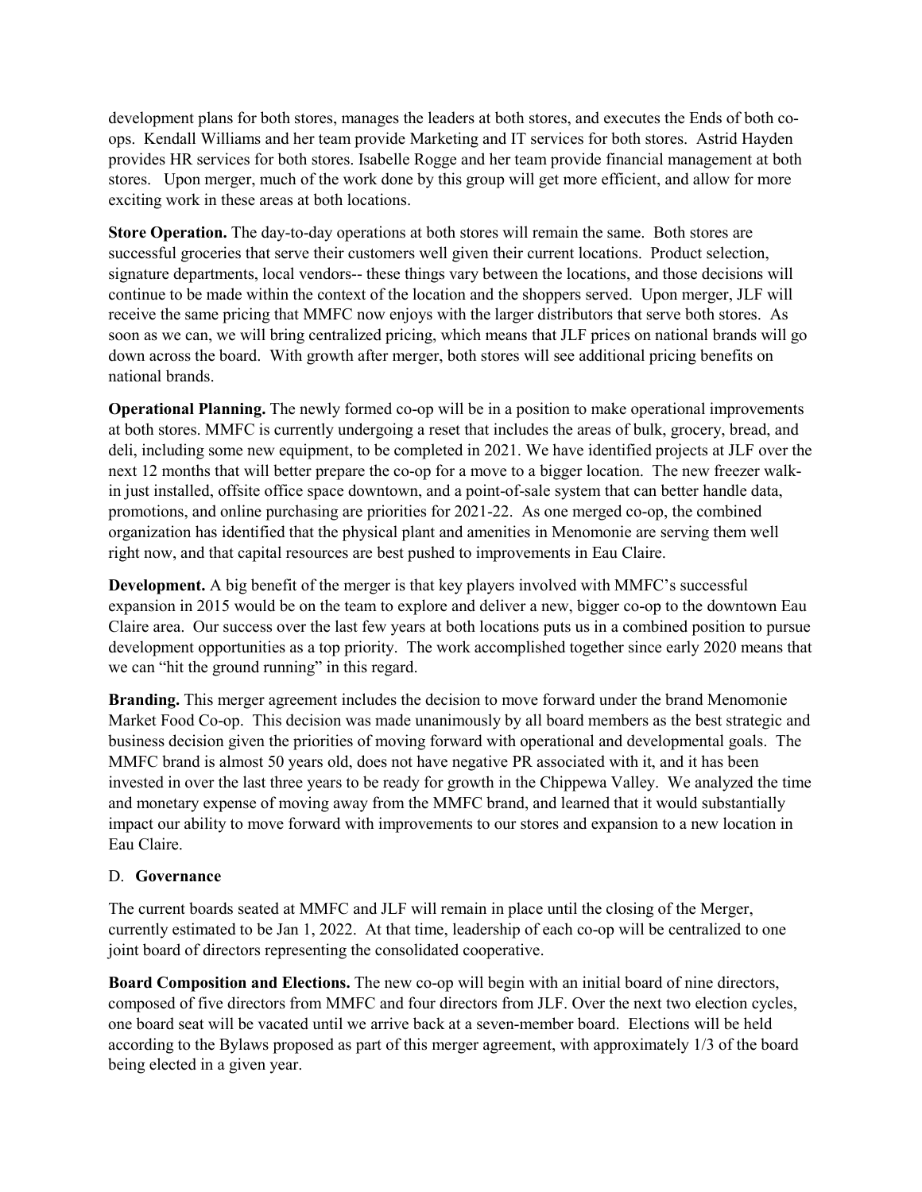development plans for both stores, manages the leaders at both stores, and executes the Ends of both co-ops. Kendall Williams and her team provide Marketing and IT services for both stores. Astrid Hayden provides HR services for both stores. Isabelle Rogge and her team provide financial management at both stores. Upon merger, much of the work done by this group will get more efficient, and allow for more exciting work in these areas at both locations.

**Store Operation.** The day-to-day operations at both stores will remain the same. Both stores are successful groceries that serve their customers well given their current locations. Product selection, signature departments, local vendors-- these things vary between the locations, and those decisions will continue to be made within the context of the location and the shoppers served. Upon merger, JLF will receive the same pricing that MMFC now enjoys with the larger distributors that serve both stores. As soon as we can, we will bring centralized pricing, which means that JLF prices on national brands will go down across the board. With growth after merger, both stores will see additional pricing benefits on national brands.

**Operational Planning.** The newly formed co-op will be in a position to make operational improvements at both stores. MMFC is currently undergoing a reset that includes the areas of bulk, grocery, bread, and deli, including some new equipment, to be completed in 2021. We have identified projects at JLF over the next 12 months that will better prepare the co-op for a move to a bigger location. The new freezer walk-in just installed, offsite office space downtown, and a point-of-sale system that can better handle data, promotions, and online purchasing are priorities for 2021-22. As one merged co-op, the combined organization has identified that the physical plant and amenities in Menomonie are serving them well right now, and that capital resources are best pushed to improvements in Eau Claire.

**Development.** A big benefit of the merger is that key players involved with MMFC's successful expansion in 2015 would be on the team to explore and deliver a new, bigger co-op to the downtown Eau Claire area. Our success over the last few years at both locations puts us in a combined position to pursue development opportunities as a top priority. The work accomplished together since early 2020 means that we can "hit the ground running" in this regard.

**Branding.** This merger agreement includes the decision to move forward under the brand Menomonie Market Food Co-op. This decision was made unanimously by all board members as the best strategic and business decision given the priorities of moving forward with operational and developmental goals. The MMFC brand is almost 50 years old, does not have negative PR associated with it, and it has been invested in over the last three years to be ready for growth in the Chippewa Valley. We analyzed the time and monetary expense of moving away from the MMFC brand, and learned that it would substantially impact our ability to move forward with improvements to our stores and expansion to a new location in Eau Claire.

D. **Governance**

The current boards seated at MMFC and JLF will remain in place until the closing of the Merger, currently estimated to be Jan 1, 2022. At that time, leadership of each co-op will be centralized to one joint board of directors representing the consolidated cooperative.

**Board Composition and Elections.** The new co-op will begin with an initial board of nine directors, composed of five directors from MMFC and four directors from JLF. Over the next two election cycles, one board seat will be vacated until we arrive back at a seven-member board. Elections will be held according to the Bylaws proposed as part of this merger agreement, with approximately 1/3 of the board being elected in a given year.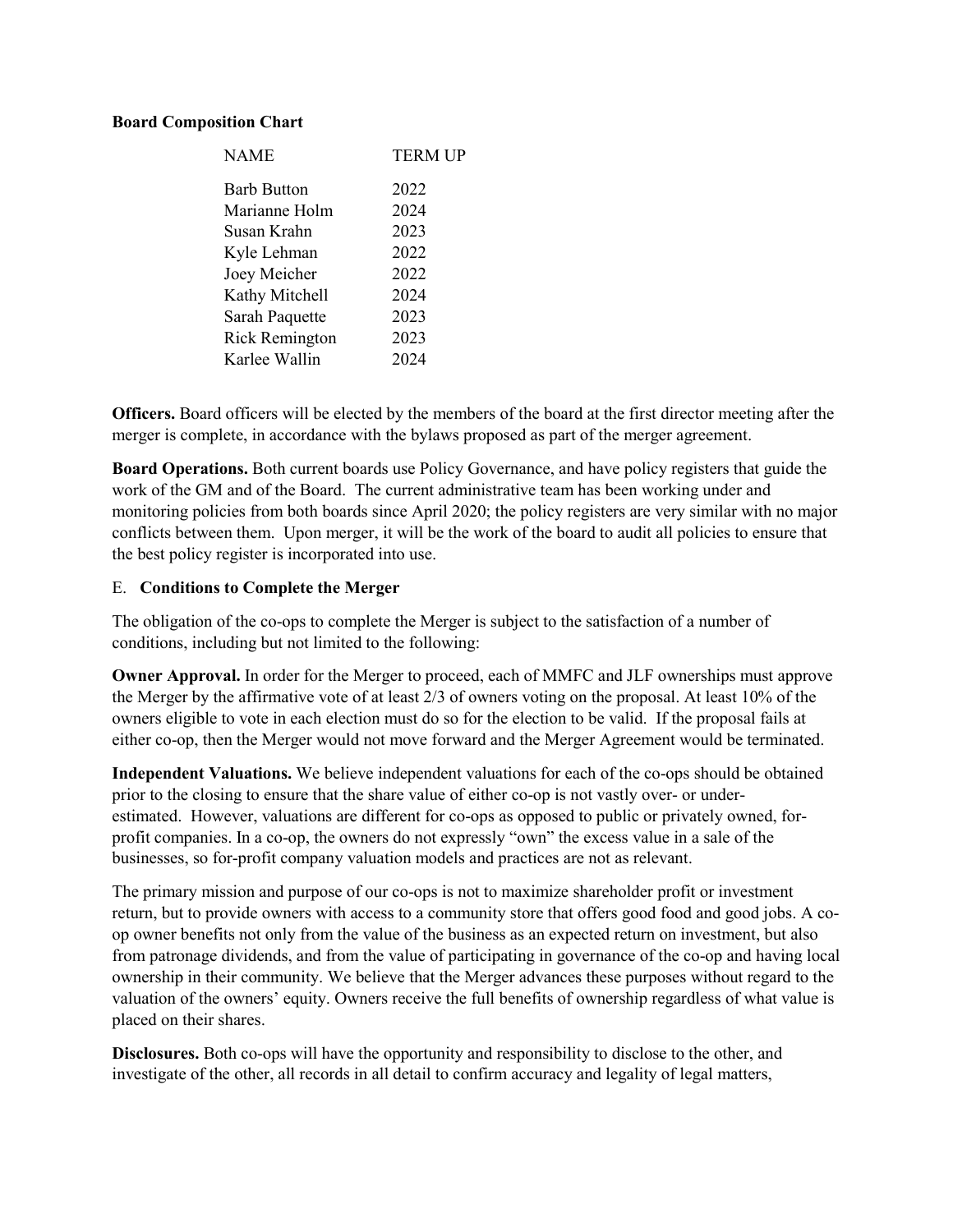**Board Composition Chart**

| NAME | TERM UP |
| --- | --- |
| Barb Button | 2022 |
| Marianne Holm | 2024 |
| Susan Krahn | 2023 |
| Kyle Lehman | 2022 |
| Joey Meicher | 2022 |
| Kathy Mitchell | 2024 |
| Sarah Paquette | 2023 |
| Rick Remington | 2023 |
| Karlee Wallin | 2024 |

**Officers.** Board officers will be elected by the members of the board at the first director meeting after the merger is complete, in accordance with the bylaws proposed as part of the merger agreement.

**Board Operations.** Both current boards use Policy Governance, and have policy registers that guide the work of the GM and of the Board. The current administrative team has been working under and monitoring policies from both boards since April 2020; the policy registers are very similar with no major conflicts between them. Upon merger, it will be the work of the board to audit all policies to ensure that the best policy register is incorporated into use.

## E. **Conditions to Complete the Merger**

The obligation of the co-ops to complete the Merger is subject to the satisfaction of a number of conditions, including but not limited to the following:

**Owner Approval.** In order for the Merger to proceed, each of MMFC and JLF ownerships must approve the Merger by the affirmative vote of at least 2/3 of owners voting on the proposal. At least 10% of the owners eligible to vote in each election must do so for the election to be valid. If the proposal fails at either co-op, then the Merger would not move forward and the Merger Agreement would be terminated.

**Independent Valuations.** We believe independent valuations for each of the co-ops should be obtained prior to the closing to ensure that the share value of either co-op is not vastly over- or under-estimated. However, valuations are different for co-ops as opposed to public or privately owned, for-profit companies. In a co-op, the owners do not expressly "own" the excess value in a sale of the businesses, so for-profit company valuation models and practices are not as relevant.

The primary mission and purpose of our co-ops is not to maximize shareholder profit or investment return, but to provide owners with access to a community store that offers good food and good jobs. A co-op owner benefits not only from the value of the business as an expected return on investment, but also from patronage dividends, and from the value of participating in governance of the co-op and having local ownership in their community. We believe that the Merger advances these purposes without regard to the valuation of the owners' equity. Owners receive the full benefits of ownership regardless of what value is placed on their shares.

**Disclosures.** Both co-ops will have the opportunity and responsibility to disclose to the other, and investigate of the other, all records in all detail to confirm accuracy and legality of legal matters,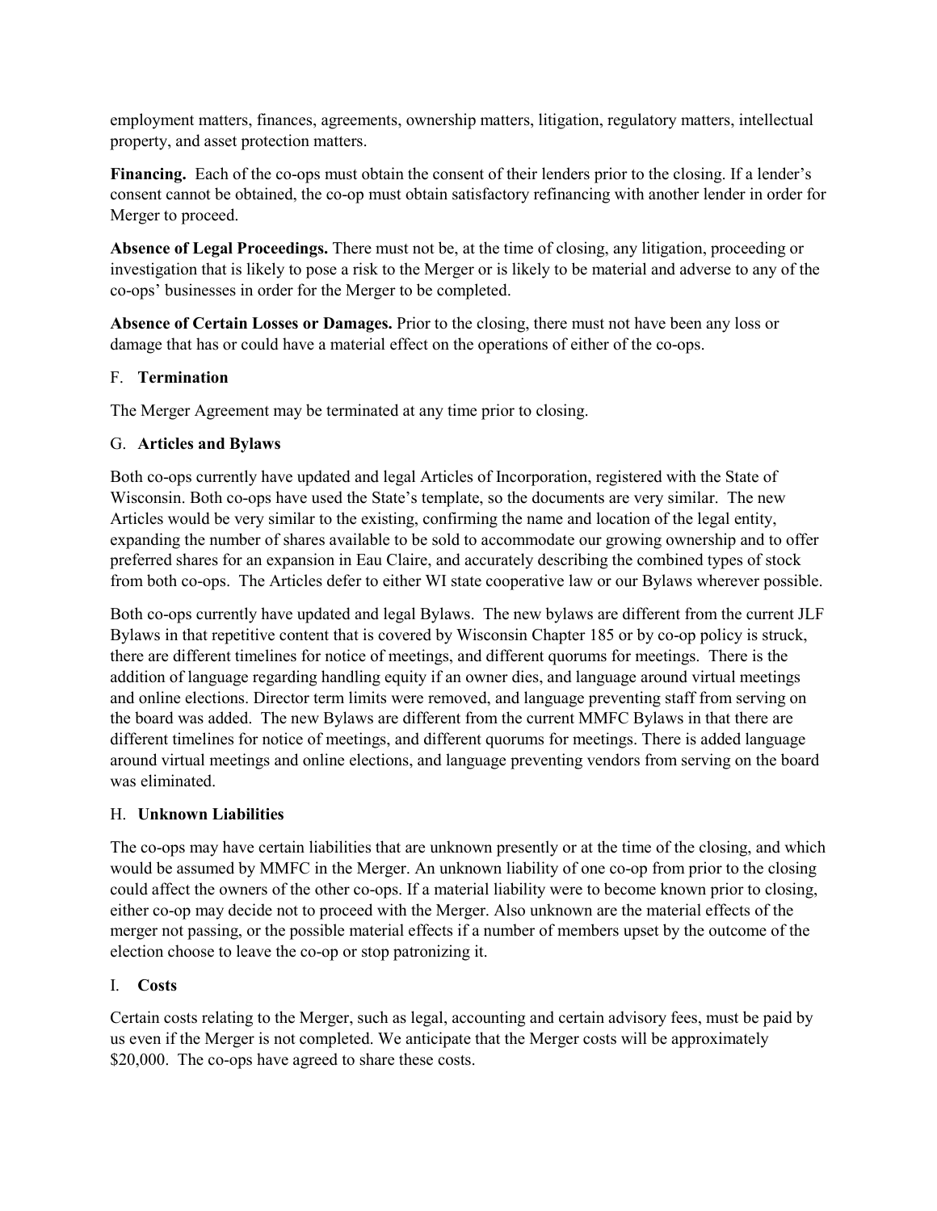employment matters, finances, agreements, ownership matters, litigation, regulatory matters, intellectual property, and asset protection matters.

**Financing.** Each of the co-ops must obtain the consent of their lenders prior to the closing. If a lender's consent cannot be obtained, the co-op must obtain satisfactory refinancing with another lender in order for Merger to proceed.

**Absence of Legal Proceedings.** There must not be, at the time of closing, any litigation, proceeding or investigation that is likely to pose a risk to the Merger or is likely to be material and adverse to any of the co-ops' businesses in order for the Merger to be completed.

**Absence of Certain Losses or Damages.** Prior to the closing, there must not have been any loss or damage that has or could have a material effect on the operations of either of the co-ops.

## F. Termination

The Merger Agreement may be terminated at any time prior to closing.

## G. Articles and Bylaws

Both co-ops currently have updated and legal Articles of Incorporation, registered with the State of Wisconsin. Both co-ops have used the State's template, so the documents are very similar. The new Articles would be very similar to the existing, confirming the name and location of the legal entity, expanding the number of shares available to be sold to accommodate our growing ownership and to offer preferred shares for an expansion in Eau Claire, and accurately describing the combined types of stock from both co-ops. The Articles defer to either WI state cooperative law or our Bylaws wherever possible.

Both co-ops currently have updated and legal Bylaws. The new bylaws are different from the current JLF Bylaws in that repetitive content that is covered by Wisconsin Chapter 185 or by co-op policy is struck, there are different timelines for notice of meetings, and different quorums for meetings. There is the addition of language regarding handling equity if an owner dies, and language around virtual meetings and online elections. Director term limits were removed, and language preventing staff from serving on the board was added. The new Bylaws are different from the current MMFC Bylaws in that there are different timelines for notice of meetings, and different quorums for meetings. There is added language around virtual meetings and online elections, and language preventing vendors from serving on the board was eliminated.

## H. Unknown Liabilities

The co-ops may have certain liabilities that are unknown presently or at the time of the closing, and which would be assumed by MMFC in the Merger. An unknown liability of one co-op from prior to the closing could affect the owners of the other co-ops. If a material liability were to become known prior to closing, either co-op may decide not to proceed with the Merger. Also unknown are the material effects of the merger not passing, or the possible material effects if a number of members upset by the outcome of the election choose to leave the co-op or stop patronizing it.

## I. Costs

Certain costs relating to the Merger, such as legal, accounting and certain advisory fees, must be paid by us even if the Merger is not completed. We anticipate that the Merger costs will be approximately $20,000. The co-ops have agreed to share these costs.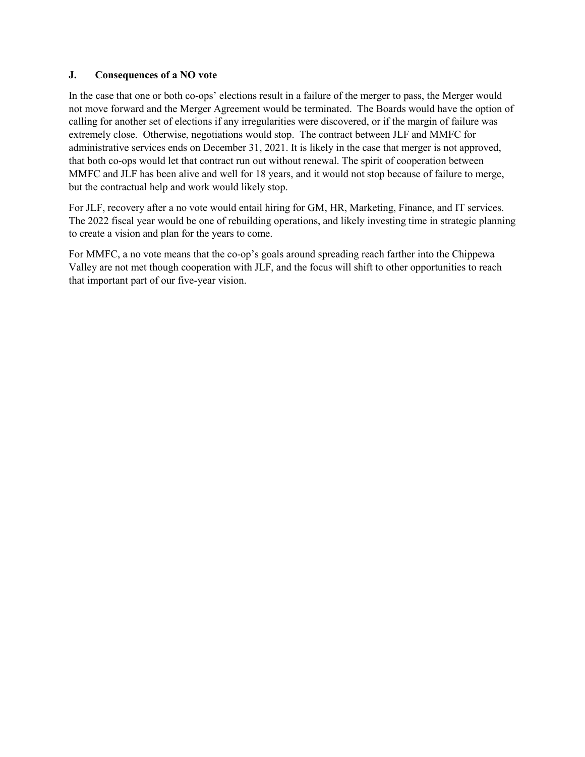### J. Consequences of a NO vote

In the case that one or both co-ops' elections result in a failure of the merger to pass, the Merger would not move forward and the Merger Agreement would be terminated. The Boards would have the option of calling for another set of elections if any irregularities were discovered, or if the margin of failure was extremely close. Otherwise, negotiations would stop. The contract between JLF and MMFC for administrative services ends on December 31, 2021. It is likely in the case that merger is not approved, that both co-ops would let that contract run out without renewal. The spirit of cooperation between MMFC and JLF has been alive and well for 18 years, and it would not stop because of failure to merge, but the contractual help and work would likely stop.

For JLF, recovery after a no vote would entail hiring for GM, HR, Marketing, Finance, and IT services. The 2022 fiscal year would be one of rebuilding operations, and likely investing time in strategic planning to create a vision and plan for the years to come.

For MMFC, a no vote means that the co-op's goals around spreading reach farther into the Chippewa Valley are not met though cooperation with JLF, and the focus will shift to other opportunities to reach that important part of our five-year vision.